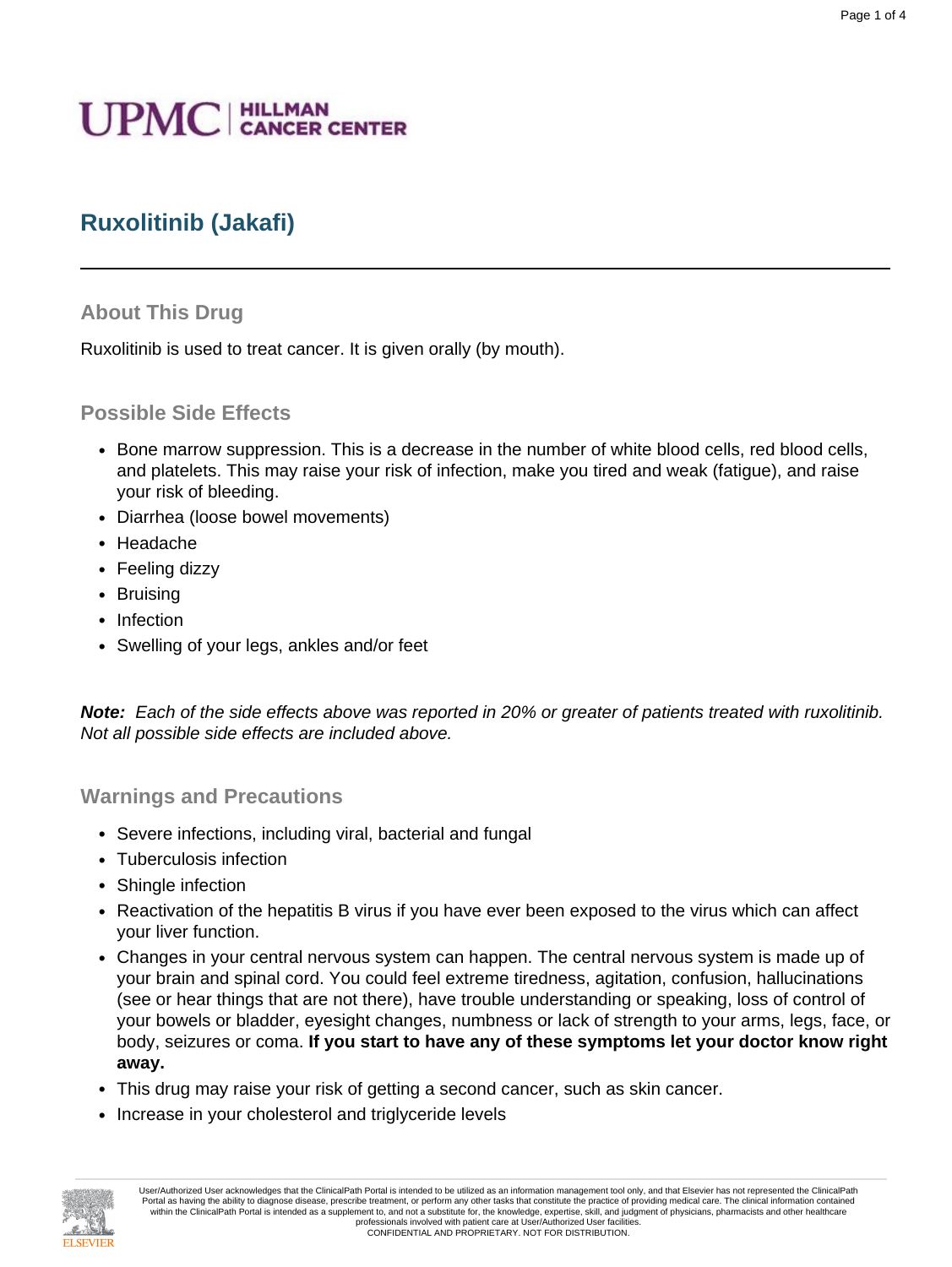UPMC | HILLMAN CANCER CENTER

# Ruxolitinib (Jakafi)

## About This Drug

Ruxolitinib is used to treat cancer. It is given orally (by mouth).

## Possible Side Effects

- Bone marrow suppression. This is a decrease in the number of white blood cells, red blood cells, and platelets. This may raise your risk of infection, make you tired and weak (fatigue), and raise your risk of bleeding.
- Diarrhea (loose bowel movements)
- Headache
- Feeling dizzy
- Bruising
- Infection
- Swelling of your legs, ankles and/or feet

***Note:*** *Each of the side effects above was reported in 20% or greater of patients treated with ruxolitinib. Not all possible side effects are included above.*

## Warnings and Precautions

- Severe infections, including viral, bacterial and fungal
- Tuberculosis infection
- Shingle infection
- Reactivation of the hepatitis B virus if you have ever been exposed to the virus which can affect your liver function.
- Changes in your central nervous system can happen. The central nervous system is made up of your brain and spinal cord. You could feel extreme tiredness, agitation, confusion, hallucinations (see or hear things that are not there), have trouble understanding or speaking, loss of control of your bowels or bladder, eyesight changes, numbness or lack of strength to your arms, legs, face, or body, seizures or coma. **If you start to have any of these symptoms let your doctor know right away.**
- This drug may raise your risk of getting a second cancer, such as skin cancer.
- Increase in your cholesterol and triglyceride levels

User/Authorized User acknowledges that the ClinicalPath Portal is intended to be utilized as an information management tool only, and that Elsevier has not represented the ClinicalPath Portal as having the ability to diagnose disease, prescribe treatment, or perform any other tasks that constitute the practice of providing medical care. The clinical information contained within the ClinicalPath Portal is intended as a supplement to, and not a substitute for, the knowledge, expertise, skill, and judgment of physicians, pharmacists and other healthcare professionals involved with patient care at User/Authorized User facilities.
CONFIDENTIAL AND PROPRIETARY. NOT FOR DISTRIBUTION.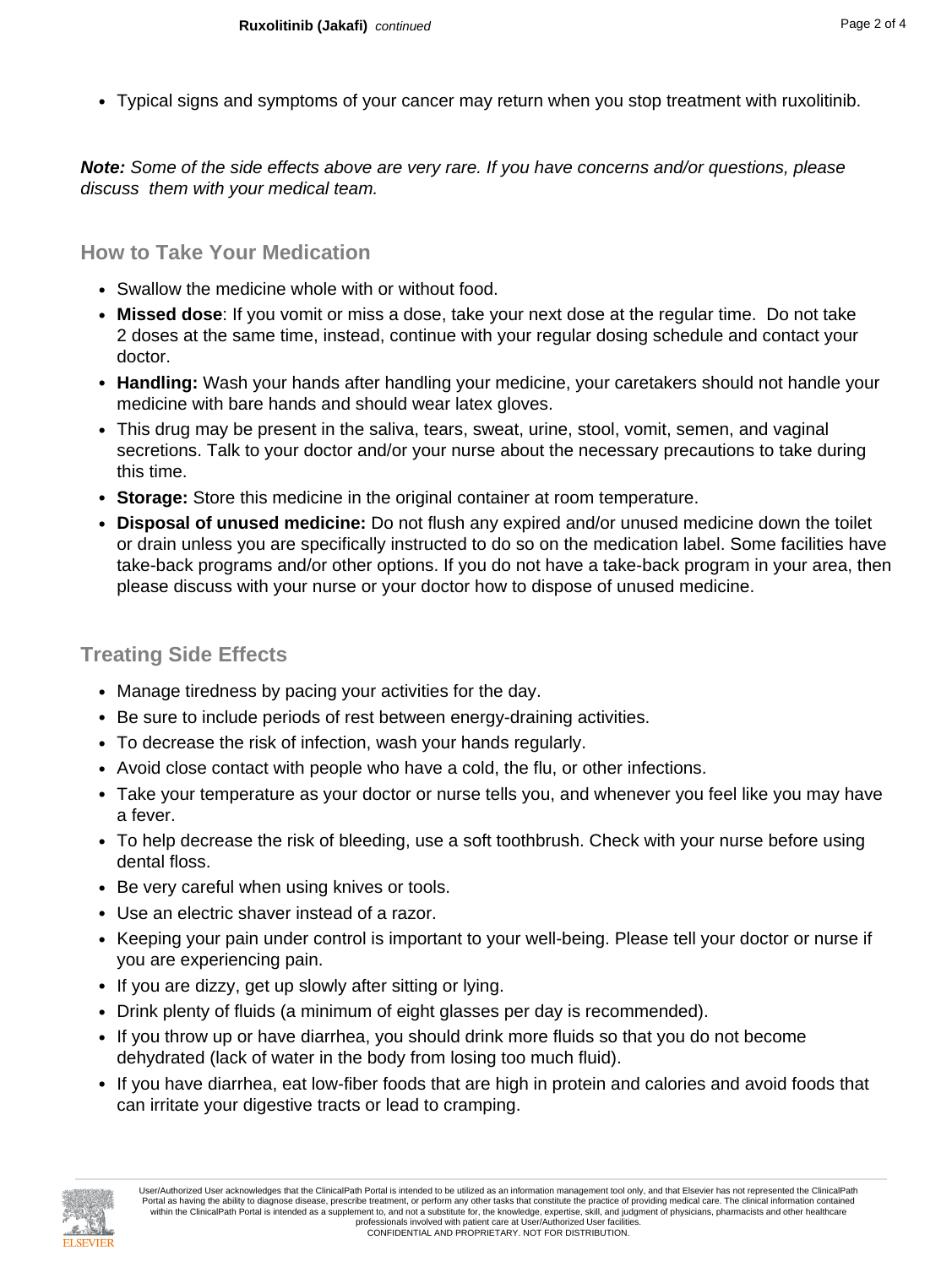- Typical signs and symptoms of your cancer may return when you stop treatment with ruxolitinib.

***Note:*** *Some of the side effects above are very rare. If you have concerns and/or questions, please discuss them with your medical team.*

## How to Take Your Medication

- Swallow the medicine whole with or without food.
- **Missed dose**: If you vomit or miss a dose, take your next dose at the regular time. Do not take 2 doses at the same time, instead, continue with your regular dosing schedule and contact your doctor.
- **Handling:** Wash your hands after handling your medicine, your caretakers should not handle your medicine with bare hands and should wear latex gloves.
- This drug may be present in the saliva, tears, sweat, urine, stool, vomit, semen, and vaginal secretions. Talk to your doctor and/or your nurse about the necessary precautions to take during this time.
- **Storage:** Store this medicine in the original container at room temperature.
- **Disposal of unused medicine:** Do not flush any expired and/or unused medicine down the toilet or drain unless you are specifically instructed to do so on the medication label. Some facilities have take-back programs and/or other options. If you do not have a take-back program in your area, then please discuss with your nurse or your doctor how to dispose of unused medicine.

## Treating Side Effects

- Manage tiredness by pacing your activities for the day.
- Be sure to include periods of rest between energy-draining activities.
- To decrease the risk of infection, wash your hands regularly.
- Avoid close contact with people who have a cold, the flu, or other infections.
- Take your temperature as your doctor or nurse tells you, and whenever you feel like you may have a fever.
- To help decrease the risk of bleeding, use a soft toothbrush. Check with your nurse before using dental floss.
- Be very careful when using knives or tools.
- Use an electric shaver instead of a razor.
- Keeping your pain under control is important to your well-being. Please tell your doctor or nurse if you are experiencing pain.
- If you are dizzy, get up slowly after sitting or lying.
- Drink plenty of fluids (a minimum of eight glasses per day is recommended).
- If you throw up or have diarrhea, you should drink more fluids so that you do not become dehydrated (lack of water in the body from losing too much fluid).
- If you have diarrhea, eat low-fiber foods that are high in protein and calories and avoid foods that can irritate your digestive tracts or lead to cramping.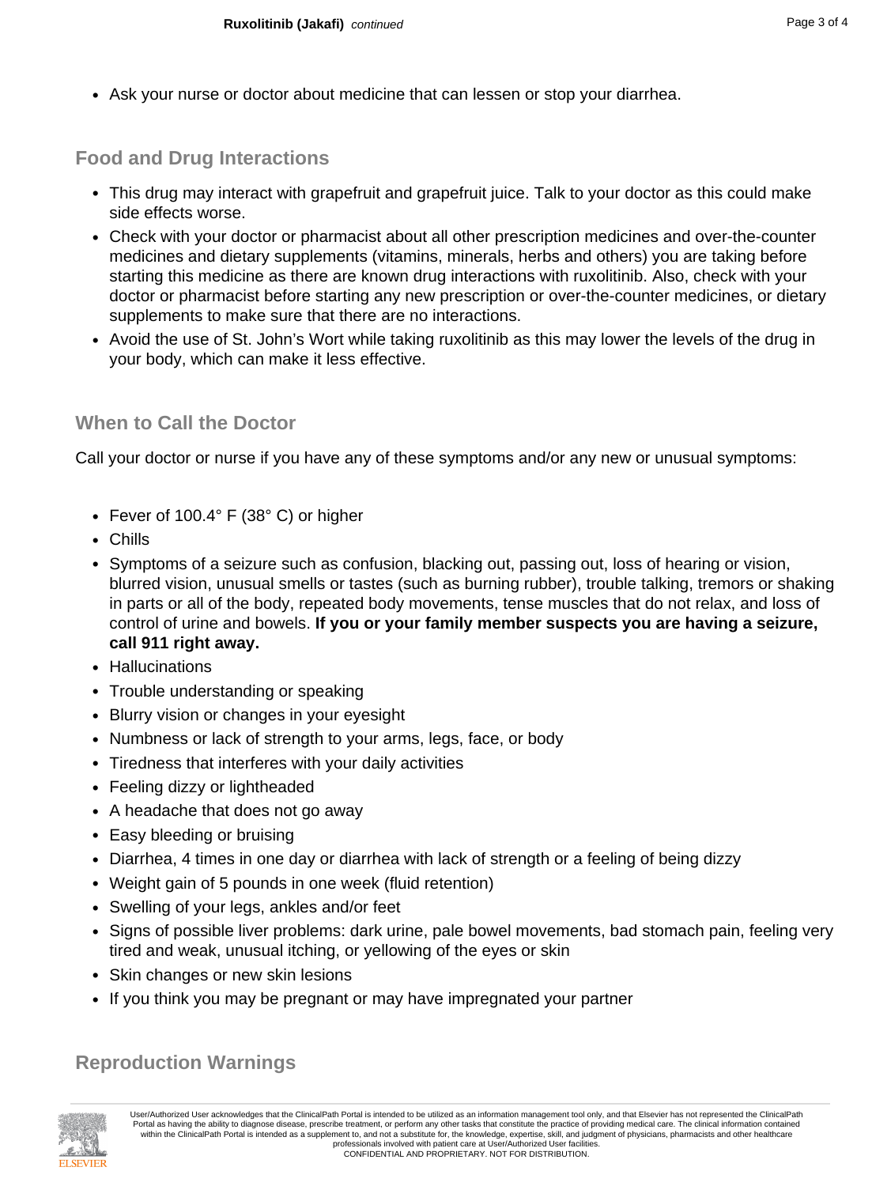- Ask your nurse or doctor about medicine that can lessen or stop your diarrhea.

## Food and Drug Interactions

- This drug may interact with grapefruit and grapefruit juice. Talk to your doctor as this could make side effects worse.
- Check with your doctor or pharmacist about all other prescription medicines and over-the-counter medicines and dietary supplements (vitamins, minerals, herbs and others) you are taking before starting this medicine as there are known drug interactions with ruxolitinib. Also, check with your doctor or pharmacist before starting any new prescription or over-the-counter medicines, or dietary supplements to make sure that there are no interactions.
- Avoid the use of St. John's Wort while taking ruxolitinib as this may lower the levels of the drug in your body, which can make it less effective.

## When to Call the Doctor

Call your doctor or nurse if you have any of these symptoms and/or any new or unusual symptoms:

- Fever of 100.4° F (38° C) or higher
- Chills
- Symptoms of a seizure such as confusion, blacking out, passing out, loss of hearing or vision, blurred vision, unusual smells or tastes (such as burning rubber), trouble talking, tremors or shaking in parts or all of the body, repeated body movements, tense muscles that do not relax, and loss of control of urine and bowels. **If you or your family member suspects you are having a seizure, call 911 right away.**
- Hallucinations
- Trouble understanding or speaking
- Blurry vision or changes in your eyesight
- Numbness or lack of strength to your arms, legs, face, or body
- Tiredness that interferes with your daily activities
- Feeling dizzy or lightheaded
- A headache that does not go away
- Easy bleeding or bruising
- Diarrhea, 4 times in one day or diarrhea with lack of strength or a feeling of being dizzy
- Weight gain of 5 pounds in one week (fluid retention)
- Swelling of your legs, ankles and/or feet
- Signs of possible liver problems: dark urine, pale bowel movements, bad stomach pain, feeling very tired and weak, unusual itching, or yellowing of the eyes or skin
- Skin changes or new skin lesions
- If you think you may be pregnant or may have impregnated your partner

## Reproduction Warnings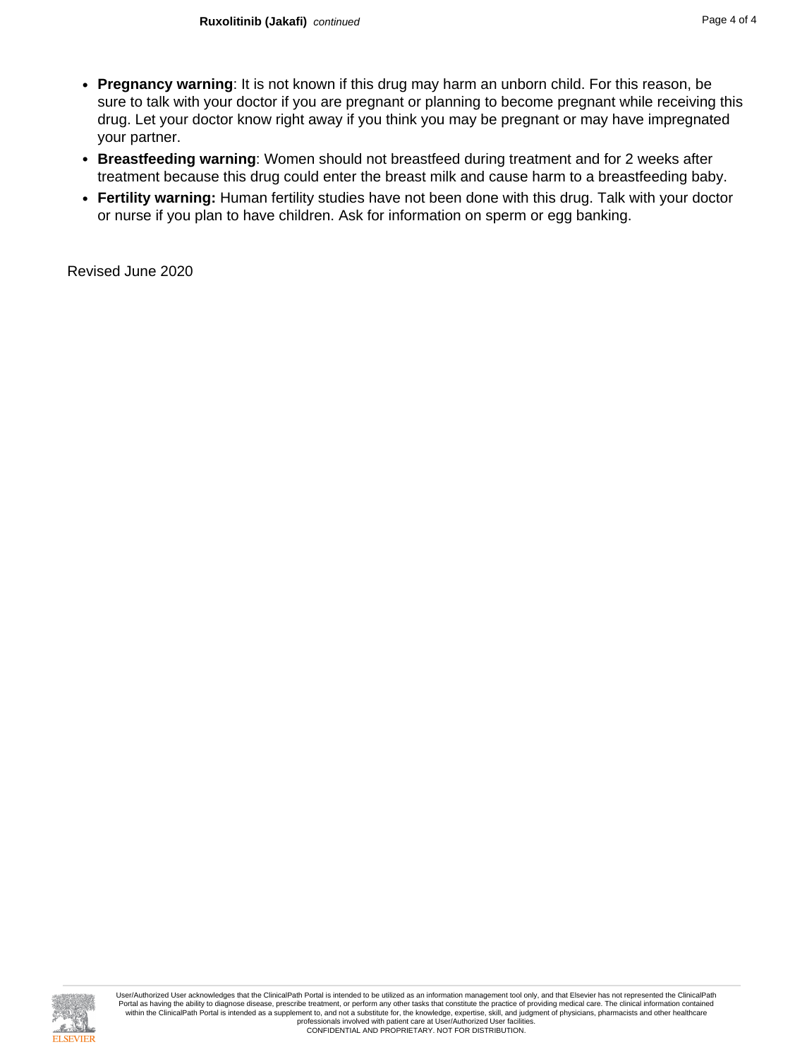- **Pregnancy warning**: It is not known if this drug may harm an unborn child. For this reason, be sure to talk with your doctor if you are pregnant or planning to become pregnant while receiving this drug. Let your doctor know right away if you think you may be pregnant or may have impregnated your partner.
- **Breastfeeding warning**: Women should not breastfeed during treatment and for 2 weeks after treatment because this drug could enter the breast milk and cause harm to a breastfeeding baby.
- **Fertility warning:** Human fertility studies have not been done with this drug. Talk with your doctor or nurse if you plan to have children. Ask for information on sperm or egg banking.

Revised June 2020